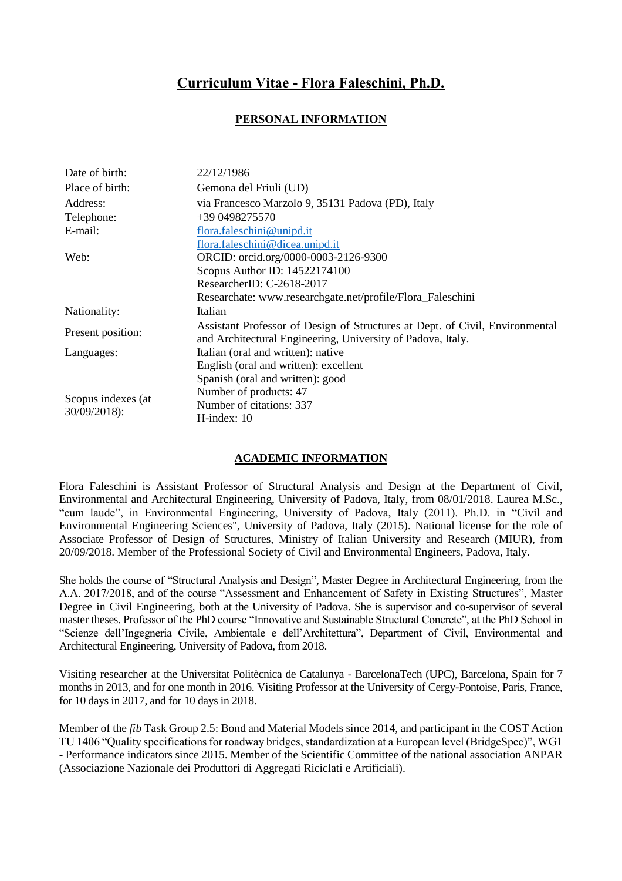# Curriculum Vitae - Flora Faleschini, Ph.D.

## PERSONAL INFORMATION

| | |
|---|---|
| Date of birth: | 22/12/1986 |
| Place of birth: | Gemona del Friuli (UD) |
| Address: | via Francesco Marzolo 9, 35131 Padova (PD), Italy |
| Telephone: | +39 0498275570 |
| E-mail: | flora.faleschini@unipd.it<br>flora.faleschini@dicea.unipd.it |
| Web: | ORCID: orcid.org/0000-0003-2126-9300<br>Scopus Author ID: 14522174100<br>ResearcherID: C-2618-2017<br>Researchate: www.researchgate.net/profile/Flora_Faleschini |
| Nationality: | Italian |
| Present position: | Assistant Professor of Design of Structures at Dept. of Civil, Environmental and Architectural Engineering, University of Padova, Italy. |
| Languages: | Italian (oral and written): native<br>English (oral and written): excellent<br>Spanish (oral and written): good |
| Scopus indexes (at 30/09/2018): | Number of products: 47<br>Number of citations: 337<br>H-index: 10 |

## ACADEMIC INFORMATION

Flora Faleschini is Assistant Professor of Structural Analysis and Design at the Department of Civil, Environmental and Architectural Engineering, University of Padova, Italy, from 08/01/2018. Laurea M.Sc., "cum laude", in Environmental Engineering, University of Padova, Italy (2011). Ph.D. in "Civil and Environmental Engineering Sciences", University of Padova, Italy (2015). National license for the role of Associate Professor of Design of Structures, Ministry of Italian University and Research (MIUR), from 20/09/2018. Member of the Professional Society of Civil and Environmental Engineers, Padova, Italy.

She holds the course of "Structural Analysis and Design", Master Degree in Architectural Engineering, from the A.A. 2017/2018, and of the course "Assessment and Enhancement of Safety in Existing Structures", Master Degree in Civil Engineering, both at the University of Padova. She is supervisor and co-supervisor of several master theses. Professor of the PhD course "Innovative and Sustainable Structural Concrete", at the PhD School in "Scienze dell'Ingegneria Civile, Ambientale e dell'Architettura", Department of Civil, Environmental and Architectural Engineering, University of Padova, from 2018.

Visiting researcher at the Universitat Politècnica de Catalunya - BarcelonaTech (UPC), Barcelona, Spain for 7 months in 2013, and for one month in 2016. Visiting Professor at the University of Cergy-Pontoise, Paris, France, for 10 days in 2017, and for 10 days in 2018.

Member of the *fib* Task Group 2.5: Bond and Material Models since 2014, and participant in the COST Action TU 1406 "Quality specifications for roadway bridges, standardization at a European level (BridgeSpec)", WG1 - Performance indicators since 2015. Member of the Scientific Committee of the national association ANPAR (Associazione Nazionale dei Produttori di Aggregati Riciclati e Artificiali).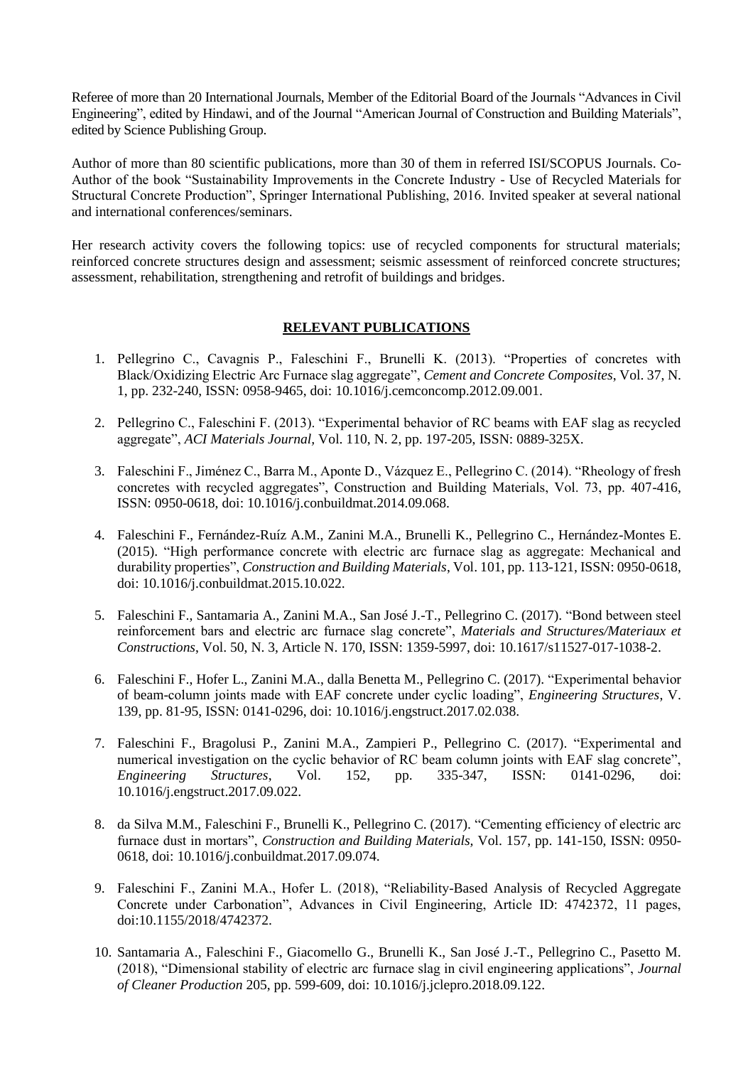Referee of more than 20 International Journals, Member of the Editorial Board of the Journals "Advances in Civil Engineering", edited by Hindawi, and of the Journal "American Journal of Construction and Building Materials", edited by Science Publishing Group.

Author of more than 80 scientific publications, more than 30 of them in referred ISI/SCOPUS Journals. Co-Author of the book "Sustainability Improvements in the Concrete Industry - Use of Recycled Materials for Structural Concrete Production", Springer International Publishing, 2016. Invited speaker at several national and international conferences/seminars.

Her research activity covers the following topics: use of recycled components for structural materials; reinforced concrete structures design and assessment; seismic assessment of reinforced concrete structures; assessment, rehabilitation, strengthening and retrofit of buildings and bridges.

## RELEVANT PUBLICATIONS

1. Pellegrino C., Cavagnis P., Faleschini F., Brunelli K. (2013). "Properties of concretes with Black/Oxidizing Electric Arc Furnace slag aggregate", *Cement and Concrete Composites*, Vol. 37, N. 1, pp. 232-240, ISSN: 0958-9465, doi: 10.1016/j.cemconcomp.2012.09.001.

2. Pellegrino C., Faleschini F. (2013). "Experimental behavior of RC beams with EAF slag as recycled aggregate", *ACI Materials Journal,* Vol. 110, N. 2, pp. 197-205, ISSN: 0889-325X.

3. Faleschini F., Jiménez C., Barra M., Aponte D., Vázquez E., Pellegrino C. (2014). "Rheology of fresh concretes with recycled aggregates", Construction and Building Materials, Vol. 73, pp. 407-416, ISSN: 0950-0618, doi: 10.1016/j.conbuildmat.2014.09.068.

4. Faleschini F., Fernández-Ruíz A.M., Zanini M.A., Brunelli K., Pellegrino C., Hernández-Montes E. (2015). "High performance concrete with electric arc furnace slag as aggregate: Mechanical and durability properties", *Construction and Building Materials*, Vol. 101, pp. 113-121, ISSN: 0950-0618, doi: 10.1016/j.conbuildmat.2015.10.022.

5. Faleschini F., Santamaria A., Zanini M.A., San José J.-T., Pellegrino C. (2017). "Bond between steel reinforcement bars and electric arc furnace slag concrete", *Materials and Structures/Materiaux et Constructions*, Vol. 50, N. 3, Article N. 170, ISSN: 1359-5997, doi: 10.1617/s11527-017-1038-2.

6. Faleschini F., Hofer L., Zanini M.A., dalla Benetta M., Pellegrino C. (2017). "Experimental behavior of beam-column joints made with EAF concrete under cyclic loading", *Engineering Structures*, V. 139, pp. 81-95, ISSN: 0141-0296, doi: 10.1016/j.engstruct.2017.02.038.

7. Faleschini F., Bragolusi P., Zanini M.A., Zampieri P., Pellegrino C. (2017). "Experimental and numerical investigation on the cyclic behavior of RC beam column joints with EAF slag concrete", *Engineering Structures*, Vol. 152, pp. 335-347, ISSN: 0141-0296, doi: 10.1016/j.engstruct.2017.09.022.

8. da Silva M.M., Faleschini F., Brunelli K., Pellegrino C. (2017). "Cementing efficiency of electric arc furnace dust in mortars", *Construction and Building Materials,* Vol. 157, pp. 141-150, ISSN: 0950-0618, doi: 10.1016/j.conbuildmat.2017.09.074.

9. Faleschini F., Zanini M.A., Hofer L. (2018), "Reliability-Based Analysis of Recycled Aggregate Concrete under Carbonation", Advances in Civil Engineering, Article ID: 4742372, 11 pages, doi:10.1155/2018/4742372.

10. Santamaria A., Faleschini F., Giacomello G., Brunelli K., San José J.-T., Pellegrino C., Pasetto M. (2018), "Dimensional stability of electric arc furnace slag in civil engineering applications", *Journal of Cleaner Production* 205, pp. 599-609, doi: 10.1016/j.jclepro.2018.09.122.